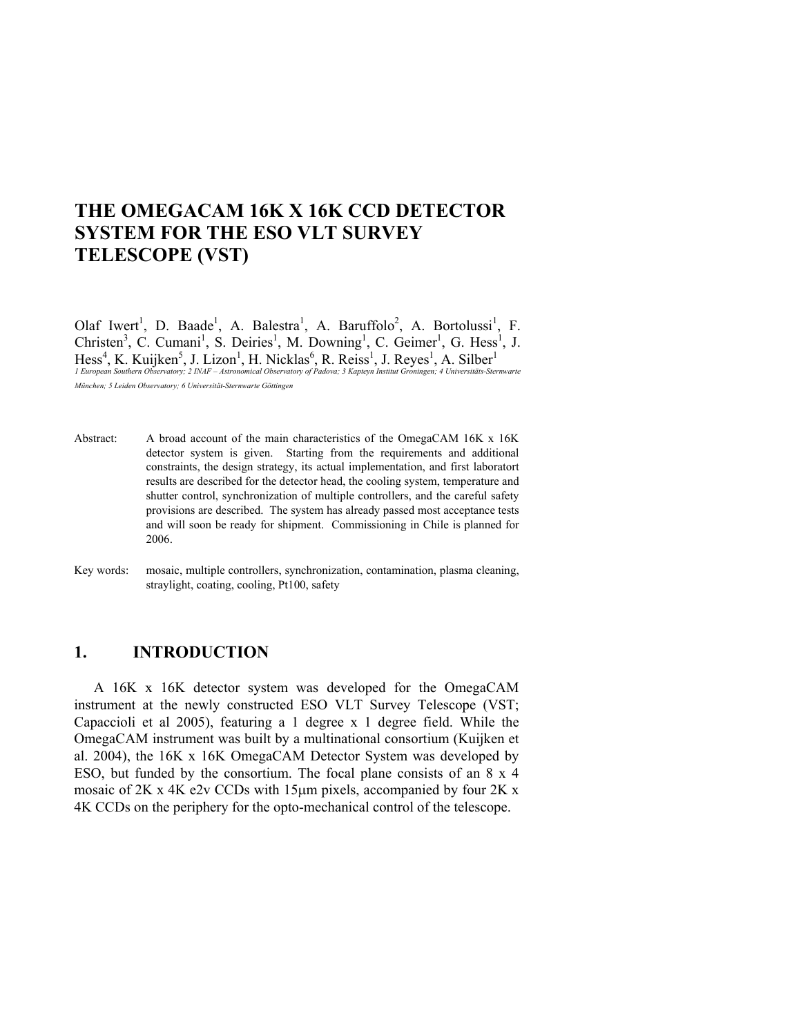# THE OMEGACAM 16K X 16K CCD DETECTOR SYSTEM FOR THE ESO VLT SURVEY TELESCOPE (VST)

Olaf Iwert[1], D. Baade[1], A. Balestra[1], A. Baruffolo[2], A. Bortolussi[1], F. Christen[3], C. Cumani[1], S. Deiries[1], M. Downing[1], C. Geimer[1], G. Hess[1], J. Hess[4], K. Kuijken[5], J. Lizon[1], H. Nicklas[6], R. Reiss[1], J. Reyes[1], A. Silber[1]

*1 European Southern Observatory; 2 INAF – Astronomical Observatory of Padova; 3 Kapteyn Institut Groningen; 4 Universitäts-Sternwarte München; 5 Leiden Observatory; 6 Universität-Sternwarte Göttingen*

Abstract: A broad account of the main characteristics of the OmegaCAM 16K x 16K detector system is given. Starting from the requirements and additional constraints, the design strategy, its actual implementation, and first laboratort results are described for the detector head, the cooling system, temperature and shutter control, synchronization of multiple controllers, and the careful safety provisions are described. The system has already passed most acceptance tests and will soon be ready for shipment. Commissioning in Chile is planned for 2006.

Key words: mosaic, multiple controllers, synchronization, contamination, plasma cleaning, straylight, coating, cooling, Pt100, safety

## 1. INTRODUCTION

A 16K x 16K detector system was developed for the OmegaCAM instrument at the newly constructed ESO VLT Survey Telescope (VST; Capaccioli et al 2005), featuring a 1 degree x 1 degree field. While the OmegaCAM instrument was built by a multinational consortium (Kuijken et al. 2004), the 16K x 16K OmegaCAM Detector System was developed by ESO, but funded by the consortium. The focal plane consists of an 8 x 4 mosaic of 2K x 4K e2v CCDs with 15µm pixels, accompanied by four 2K x 4K CCDs on the periphery for the opto-mechanical control of the telescope.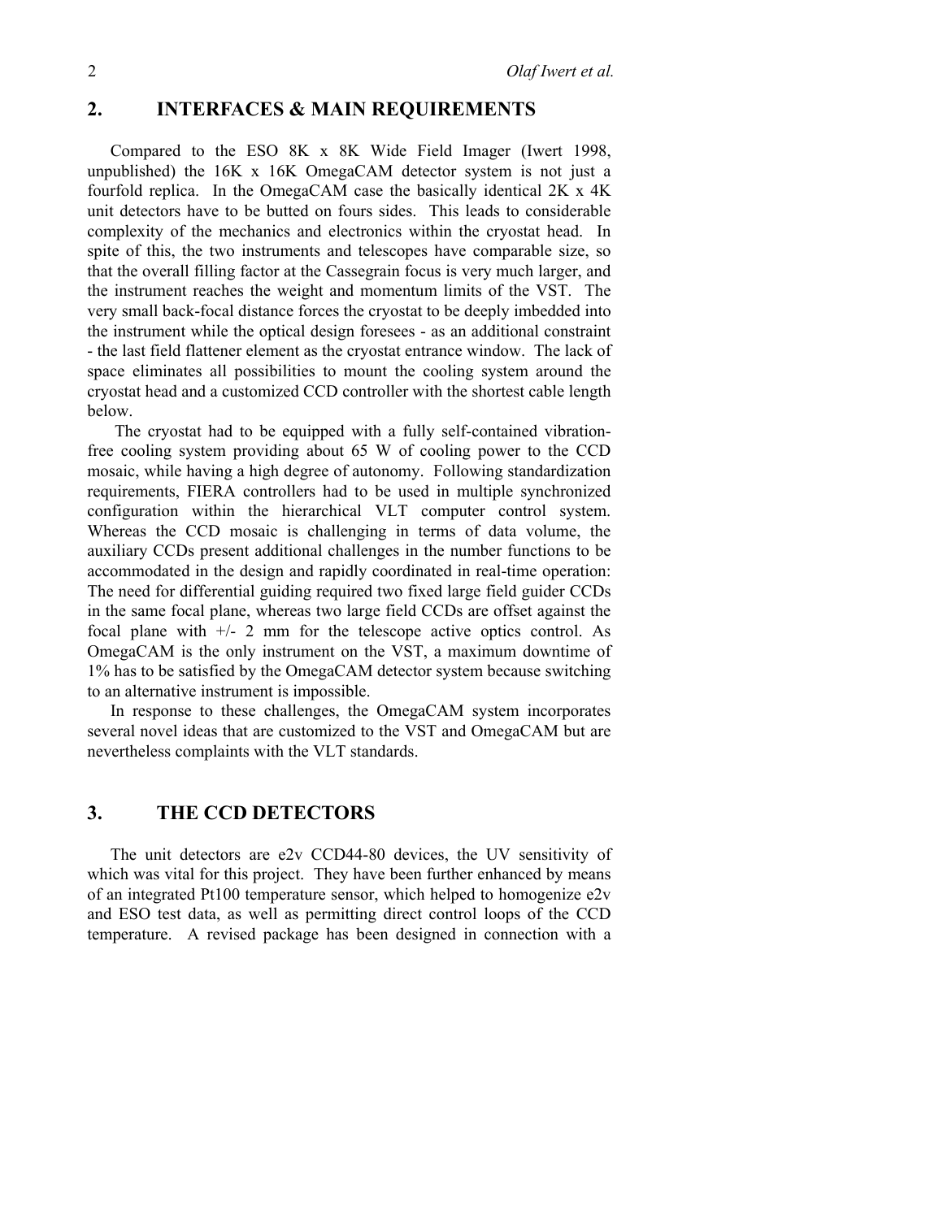## 2. INTERFACES & MAIN REQUIREMENTS

Compared to the ESO 8K x 8K Wide Field Imager (Iwert 1998, unpublished) the 16K x 16K OmegaCAM detector system is not just a fourfold replica. In the OmegaCAM case the basically identical 2K x 4K unit detectors have to be butted on fours sides. This leads to considerable complexity of the mechanics and electronics within the cryostat head. In spite of this, the two instruments and telescopes have comparable size, so that the overall filling factor at the Cassegrain focus is very much larger, and the instrument reaches the weight and momentum limits of the VST. The very small back-focal distance forces the cryostat to be deeply imbedded into the instrument while the optical design foresees - as an additional constraint - the last field flattener element as the cryostat entrance window. The lack of space eliminates all possibilities to mount the cooling system around the cryostat head and a customized CCD controller with the shortest cable length below.

The cryostat had to be equipped with a fully self-contained vibration-free cooling system providing about 65 W of cooling power to the CCD mosaic, while having a high degree of autonomy. Following standardization requirements, FIERA controllers had to be used in multiple synchronized configuration within the hierarchical VLT computer control system. Whereas the CCD mosaic is challenging in terms of data volume, the auxiliary CCDs present additional challenges in the number functions to be accommodated in the design and rapidly coordinated in real-time operation: The need for differential guiding required two fixed large field guider CCDs in the same focal plane, whereas two large field CCDs are offset against the focal plane with +/- 2 mm for the telescope active optics control. As OmegaCAM is the only instrument on the VST, a maximum downtime of 1% has to be satisfied by the OmegaCAM detector system because switching to an alternative instrument is impossible.

In response to these challenges, the OmegaCAM system incorporates several novel ideas that are customized to the VST and OmegaCAM but are nevertheless complaints with the VLT standards.

## 3. THE CCD DETECTORS

The unit detectors are e2v CCD44-80 devices, the UV sensitivity of which was vital for this project. They have been further enhanced by means of an integrated Pt100 temperature sensor, which helped to homogenize e2v and ESO test data, as well as permitting direct control loops of the CCD temperature. A revised package has been designed in connection with a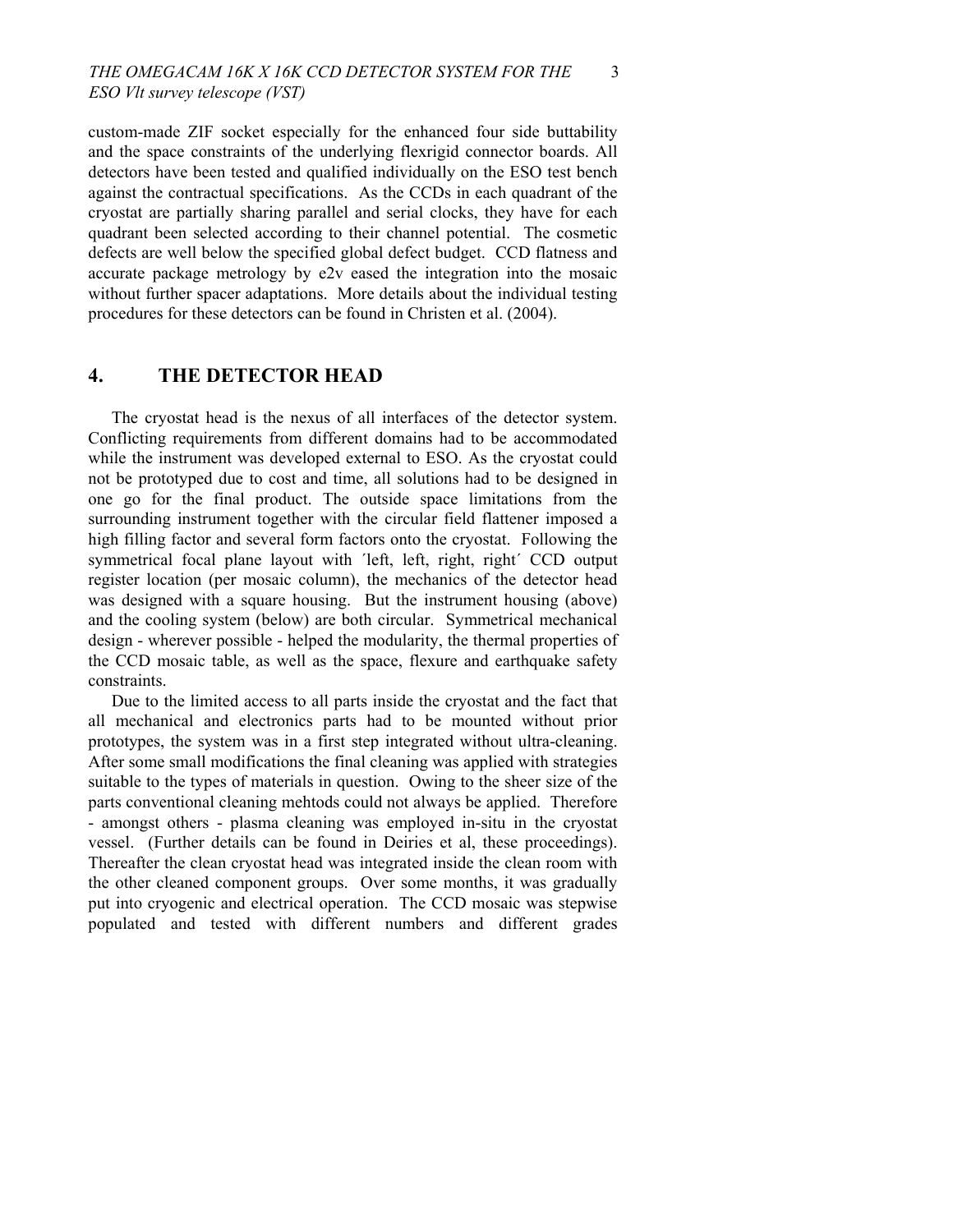custom-made ZIF socket especially for the enhanced four side buttability and the space constraints of the underlying flexrigid connector boards. All detectors have been tested and qualified individually on the ESO test bench against the contractual specifications. As the CCDs in each quadrant of the cryostat are partially sharing parallel and serial clocks, they have for each quadrant been selected according to their channel potential. The cosmetic defects are well below the specified global defect budget. CCD flatness and accurate package metrology by e2v eased the integration into the mosaic without further spacer adaptations. More details about the individual testing procedures for these detectors can be found in Christen et al. (2004).

## 4. THE DETECTOR HEAD

The cryostat head is the nexus of all interfaces of the detector system. Conflicting requirements from different domains had to be accommodated while the instrument was developed external to ESO. As the cryostat could not be prototyped due to cost and time, all solutions had to be designed in one go for the final product. The outside space limitations from the surrounding instrument together with the circular field flattener imposed a high filling factor and several form factors onto the cryostat. Following the symmetrical focal plane layout with ´left, left, right, right´ CCD output register location (per mosaic column), the mechanics of the detector head was designed with a square housing. But the instrument housing (above) and the cooling system (below) are both circular. Symmetrical mechanical design - wherever possible - helped the modularity, the thermal properties of the CCD mosaic table, as well as the space, flexure and earthquake safety constraints.

Due to the limited access to all parts inside the cryostat and the fact that all mechanical and electronics parts had to be mounted without prior prototypes, the system was in a first step integrated without ultra-cleaning. After some small modifications the final cleaning was applied with strategies suitable to the types of materials in question. Owing to the sheer size of the parts conventional cleaning mehtods could not always be applied. Therefore - amongst others - plasma cleaning was employed in-situ in the cryostat vessel. (Further details can be found in Deiries et al, these proceedings). Thereafter the clean cryostat head was integrated inside the clean room with the other cleaned component groups. Over some months, it was gradually put into cryogenic and electrical operation. The CCD mosaic was stepwise populated and tested with different numbers and different grades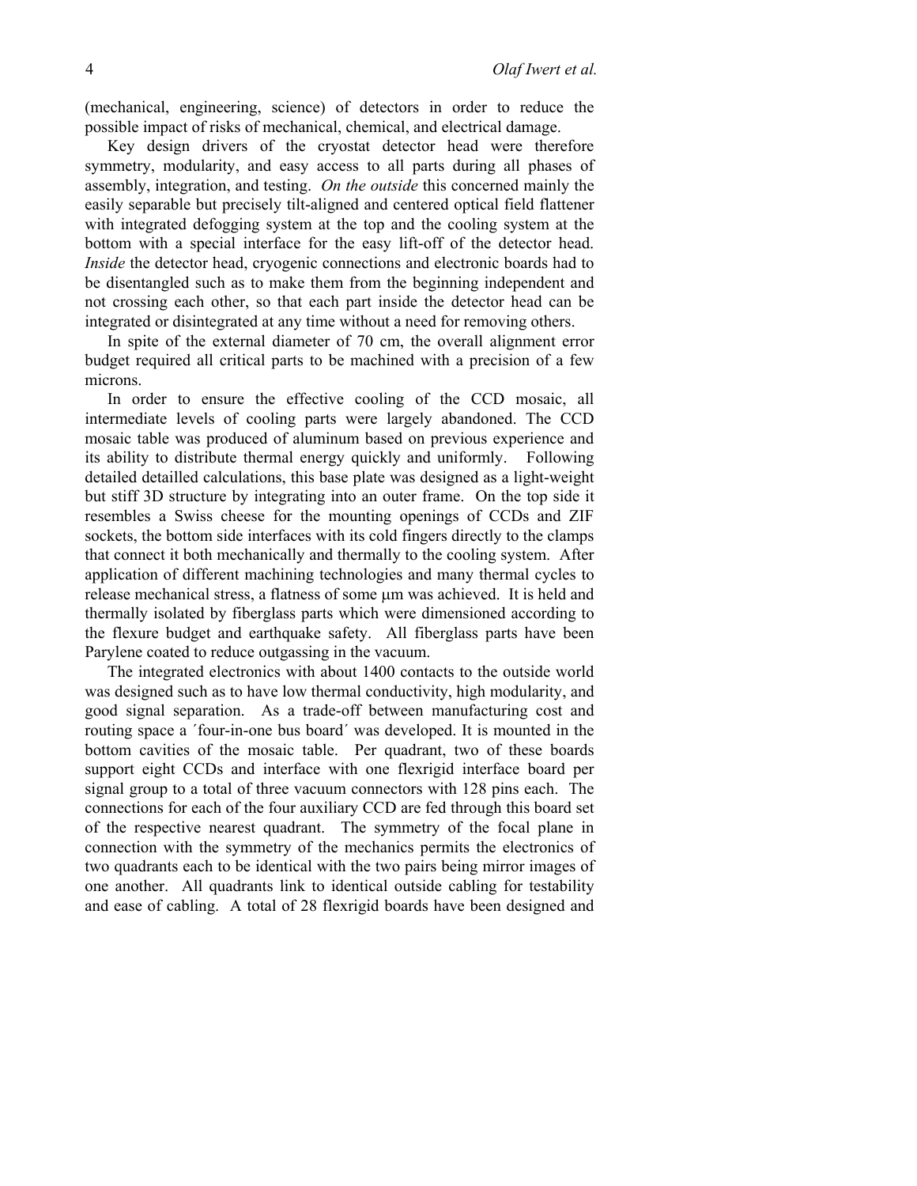(mechanical, engineering, science) of detectors in order to reduce the possible impact of risks of mechanical, chemical, and electrical damage.

Key design drivers of the cryostat detector head were therefore symmetry, modularity, and easy access to all parts during all phases of assembly, integration, and testing. *On the outside* this concerned mainly the easily separable but precisely tilt-aligned and centered optical field flattener with integrated defogging system at the top and the cooling system at the bottom with a special interface for the easy lift-off of the detector head. *Inside* the detector head, cryogenic connections and electronic boards had to be disentangled such as to make them from the beginning independent and not crossing each other, so that each part inside the detector head can be integrated or disintegrated at any time without a need for removing others.

In spite of the external diameter of 70 cm, the overall alignment error budget required all critical parts to be machined with a precision of a few microns.

In order to ensure the effective cooling of the CCD mosaic, all intermediate levels of cooling parts were largely abandoned. The CCD mosaic table was produced of aluminum based on previous experience and its ability to distribute thermal energy quickly and uniformly. Following detailed detailled calculations, this base plate was designed as a light-weight but stiff 3D structure by integrating into an outer frame. On the top side it resembles a Swiss cheese for the mounting openings of CCDs and ZIF sockets, the bottom side interfaces with its cold fingers directly to the clamps that connect it both mechanically and thermally to the cooling system. After application of different machining technologies and many thermal cycles to release mechanical stress, a flatness of some μm was achieved. It is held and thermally isolated by fiberglass parts which were dimensioned according to the flexure budget and earthquake safety. All fiberglass parts have been Parylene coated to reduce outgassing in the vacuum.

The integrated electronics with about 1400 contacts to the outside world was designed such as to have low thermal conductivity, high modularity, and good signal separation. As a trade-off between manufacturing cost and routing space a ´four-in-one bus board´ was developed. It is mounted in the bottom cavities of the mosaic table. Per quadrant, two of these boards support eight CCDs and interface with one flexrigid interface board per signal group to a total of three vacuum connectors with 128 pins each. The connections for each of the four auxiliary CCD are fed through this board set of the respective nearest quadrant. The symmetry of the focal plane in connection with the symmetry of the mechanics permits the electronics of two quadrants each to be identical with the two pairs being mirror images of one another. All quadrants link to identical outside cabling for testability and ease of cabling. A total of 28 flexrigid boards have been designed and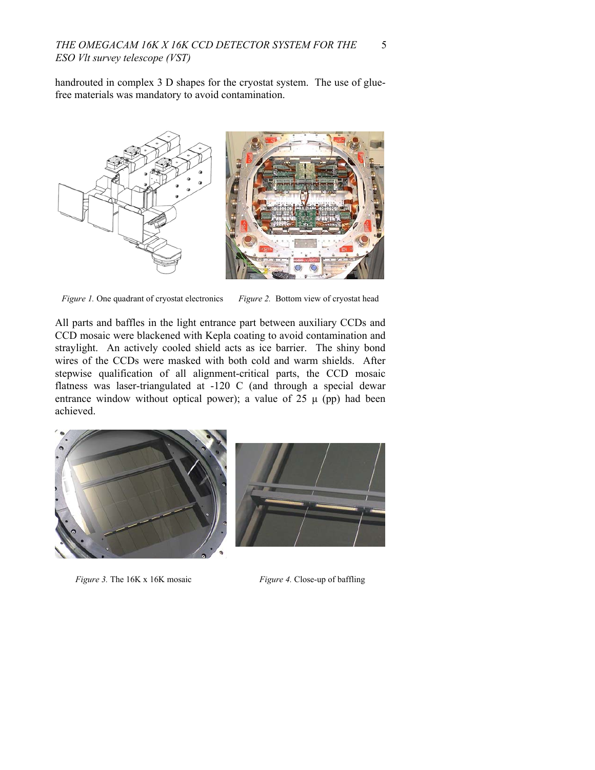handrouted in complex 3 D shapes for the cryostat system. The use of glue-free materials was mandatory to avoid contamination.

*Figure 1.* One quadrant of cryostat electronics

*Figure 2.* Bottom view of cryostat head

All parts and baffles in the light entrance part between auxiliary CCDs and CCD mosaic were blackened with Kepla coating to avoid contamination and straylight. An actively cooled shield acts as ice barrier. The shiny bond wires of the CCDs were masked with both cold and warm shields. After stepwise qualification of all alignment-critical parts, the CCD mosaic flatness was laser-triangulated at -120 C (and through a special dewar entrance window without optical power); a value of 25 µ (pp) had been achieved.

*Figure 3.* The 16K x 16K mosaic

*Figure 4.* Close-up of baffling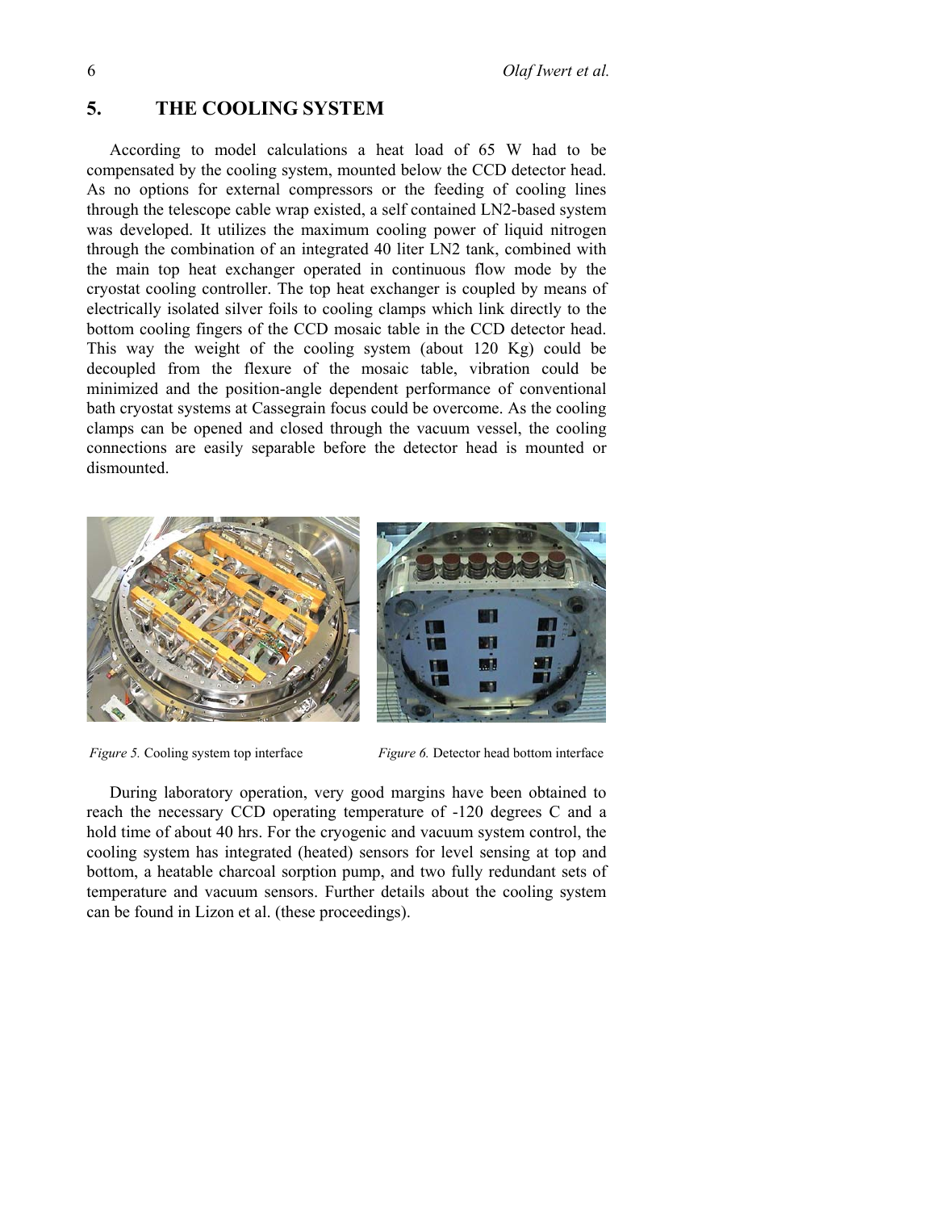## 5. THE COOLING SYSTEM

According to model calculations a heat load of 65 W had to be compensated by the cooling system, mounted below the CCD detector head. As no options for external compressors or the feeding of cooling lines through the telescope cable wrap existed, a self contained LN2-based system was developed. It utilizes the maximum cooling power of liquid nitrogen through the combination of an integrated 40 liter LN2 tank, combined with the main top heat exchanger operated in continuous flow mode by the cryostat cooling controller. The top heat exchanger is coupled by means of electrically isolated silver foils to cooling clamps which link directly to the bottom cooling fingers of the CCD mosaic table in the CCD detector head. This way the weight of the cooling system (about 120 Kg) could be decoupled from the flexure of the mosaic table, vibration could be minimized and the position-angle dependent performance of conventional bath cryostat systems at Cassegrain focus could be overcome. As the cooling clamps can be opened and closed through the vacuum vessel, the cooling connections are easily separable before the detector head is mounted or dismounted.

*Figure 5.* Cooling system top interface

*Figure 6.* Detector head bottom interface

During laboratory operation, very good margins have been obtained to reach the necessary CCD operating temperature of -120 degrees C and a hold time of about 40 hrs. For the cryogenic and vacuum system control, the cooling system has integrated (heated) sensors for level sensing at top and bottom, a heatable charcoal sorption pump, and two fully redundant sets of temperature and vacuum sensors. Further details about the cooling system can be found in Lizon et al. (these proceedings).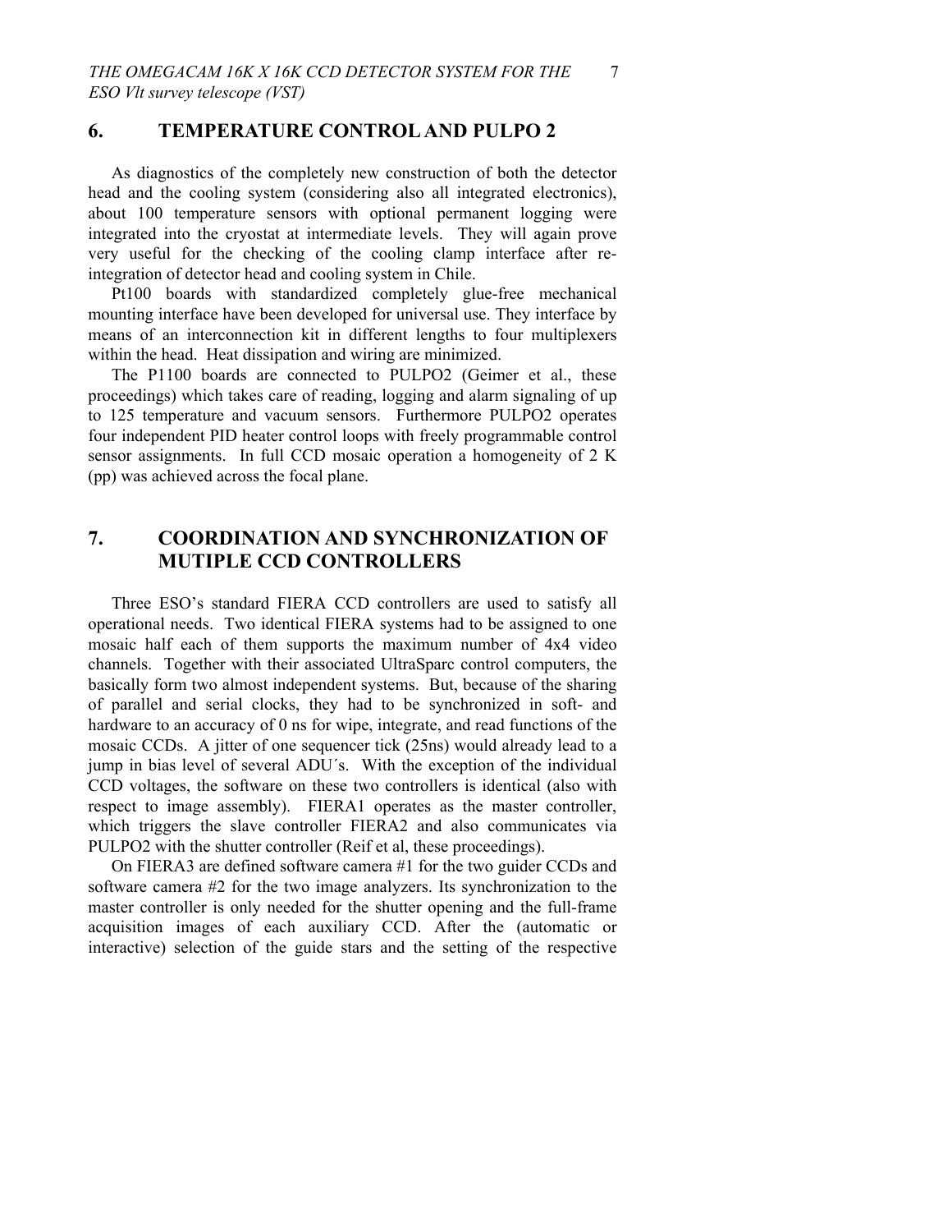## 6. TEMPERATURE CONTROL AND PULPO 2

As diagnostics of the completely new construction of both the detector head and the cooling system (considering also all integrated electronics), about 100 temperature sensors with optional permanent logging were integrated into the cryostat at intermediate levels. They will again prove very useful for the checking of the cooling clamp interface after re-integration of detector head and cooling system in Chile.

Pt100 boards with standardized completely glue-free mechanical mounting interface have been developed for universal use. They interface by means of an interconnection kit in different lengths to four multiplexers within the head. Heat dissipation and wiring are minimized.

The P1100 boards are connected to PULPO2 (Geimer et al., these proceedings) which takes care of reading, logging and alarm signaling of up to 125 temperature and vacuum sensors. Furthermore PULPO2 operates four independent PID heater control loops with freely programmable control sensor assignments. In full CCD mosaic operation a homogeneity of 2 K (pp) was achieved across the focal plane.

## 7. COORDINATION AND SYNCHRONIZATION OF MUTIPLE CCD CONTROLLERS

Three ESO's standard FIERA CCD controllers are used to satisfy all operational needs. Two identical FIERA systems had to be assigned to one mosaic half each of them supports the maximum number of 4x4 video channels. Together with their associated UltraSparc control computers, the basically form two almost independent systems. But, because of the sharing of parallel and serial clocks, they had to be synchronized in soft- and hardware to an accuracy of 0 ns for wipe, integrate, and read functions of the mosaic CCDs. A jitter of one sequencer tick (25ns) would already lead to a jump in bias level of several ADU´s. With the exception of the individual CCD voltages, the software on these two controllers is identical (also with respect to image assembly). FIERA1 operates as the master controller, which triggers the slave controller FIERA2 and also communicates via PULPO2 with the shutter controller (Reif et al, these proceedings).

On FIERA3 are defined software camera #1 for the two guider CCDs and software camera #2 for the two image analyzers. Its synchronization to the master controller is only needed for the shutter opening and the full-frame acquisition images of each auxiliary CCD. After the (automatic or interactive) selection of the guide stars and the setting of the respective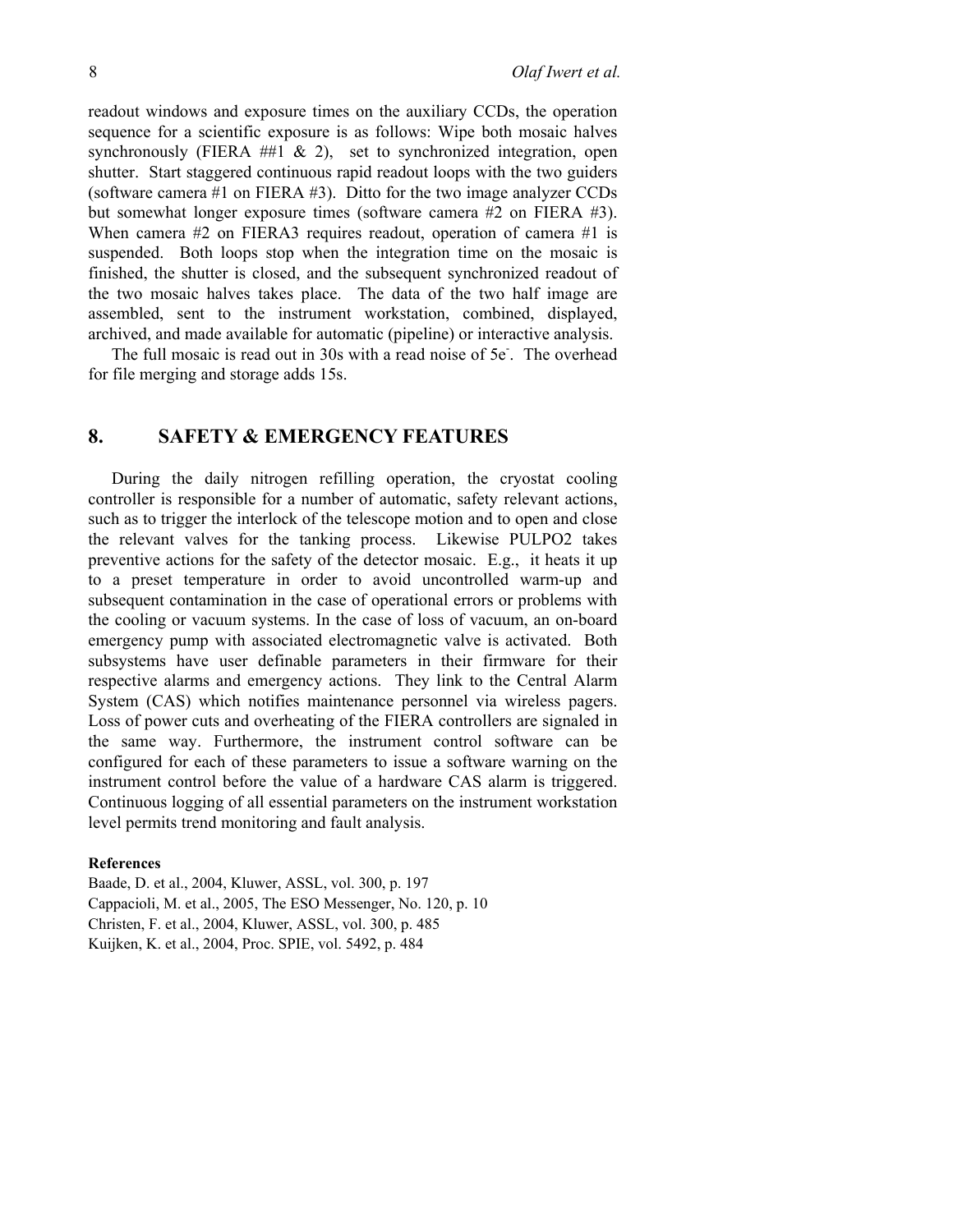readout windows and exposure times on the auxiliary CCDs, the operation sequence for a scientific exposure is as follows: Wipe both mosaic halves synchronously (FIERA ##1 & 2), set to synchronized integration, open shutter. Start staggered continuous rapid readout loops with the two guiders (software camera #1 on FIERA #3). Ditto for the two image analyzer CCDs but somewhat longer exposure times (software camera #2 on FIERA #3). When camera #2 on FIERA3 requires readout, operation of camera #1 is suspended. Both loops stop when the integration time on the mosaic is finished, the shutter is closed, and the subsequent synchronized readout of the two mosaic halves takes place. The data of the two half image are assembled, sent to the instrument workstation, combined, displayed, archived, and made available for automatic (pipeline) or interactive analysis.

The full mosaic is read out in 30s with a read noise of 5e$^{-}$. The overhead for file merging and storage adds 15s.

## 8. SAFETY & EMERGENCY FEATURES

During the daily nitrogen refilling operation, the cryostat cooling controller is responsible for a number of automatic, safety relevant actions, such as to trigger the interlock of the telescope motion and to open and close the relevant valves for the tanking process. Likewise PULPO2 takes preventive actions for the safety of the detector mosaic. E.g., it heats it up to a preset temperature in order to avoid uncontrolled warm-up and subsequent contamination in the case of operational errors or problems with the cooling or vacuum systems. In the case of loss of vacuum, an on-board emergency pump with associated electromagnetic valve is activated. Both subsystems have user definable parameters in their firmware for their respective alarms and emergency actions. They link to the Central Alarm System (CAS) which notifies maintenance personnel via wireless pagers. Loss of power cuts and overheating of the FIERA controllers are signaled in the same way. Furthermore, the instrument control software can be configured for each of these parameters to issue a software warning on the instrument control before the value of a hardware CAS alarm is triggered. Continuous logging of all essential parameters on the instrument workstation level permits trend monitoring and fault analysis.

**References**

Baade, D. et al., 2004, Kluwer, ASSL, vol. 300, p. 197
Cappacioli, M. et al., 2005, The ESO Messenger, No. 120, p. 10
Christen, F. et al., 2004, Kluwer, ASSL, vol. 300, p. 485
Kuijken, K. et al., 2004, Proc. SPIE, vol. 5492, p. 484